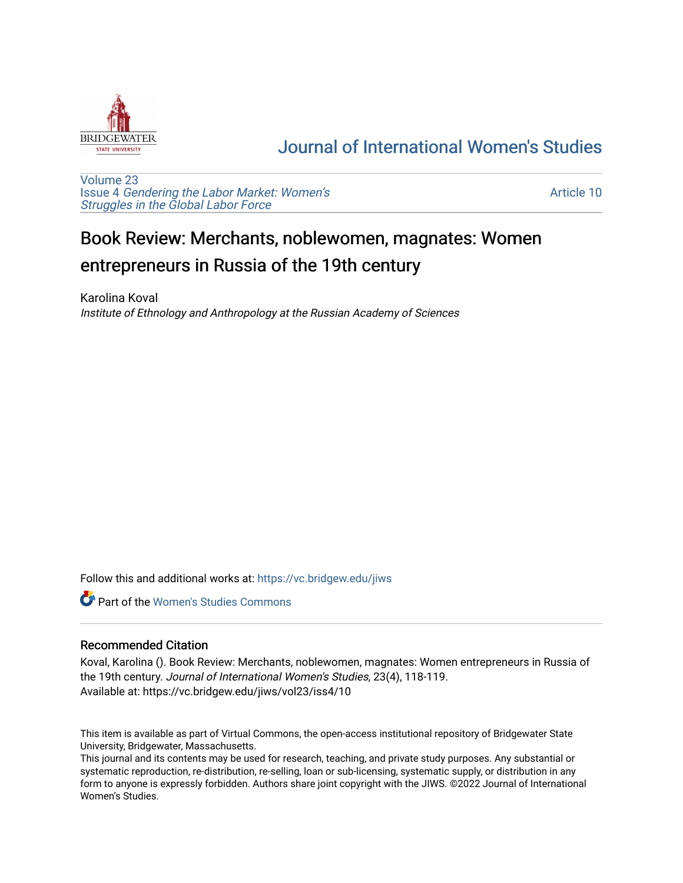# Journal of International Women's Studies

Volume 23
Issue 4 *Gendering the Labor Market: Women's Struggles in the Global Labor Force*

Article 10

# Book Review: Merchants, noblewomen, magnates: Women entrepreneurs in Russia of the 19th century

Karolina Koval
*Institute of Ethnology and Anthropology at the Russian Academy of Sciences*

Follow this and additional works at: https://vc.bridgew.edu/jiws

Part of the Women's Studies Commons

## Recommended Citation

Koval, Karolina (). Book Review: Merchants, noblewomen, magnates: Women entrepreneurs in Russia of the 19th century. *Journal of International Women's Studies*, 23(4), 118-119.
Available at: https://vc.bridgew.edu/jiws/vol23/iss4/10

This item is available as part of Virtual Commons, the open-access institutional repository of Bridgewater State University, Bridgewater, Massachusetts.
This journal and its contents may be used for research, teaching, and private study purposes. Any substantial or systematic reproduction, re-distribution, re-selling, loan or sub-licensing, systematic supply, or distribution in any form to anyone is expressly forbidden. Authors share joint copyright with the JIWS. ©2022 Journal of International Women's Studies.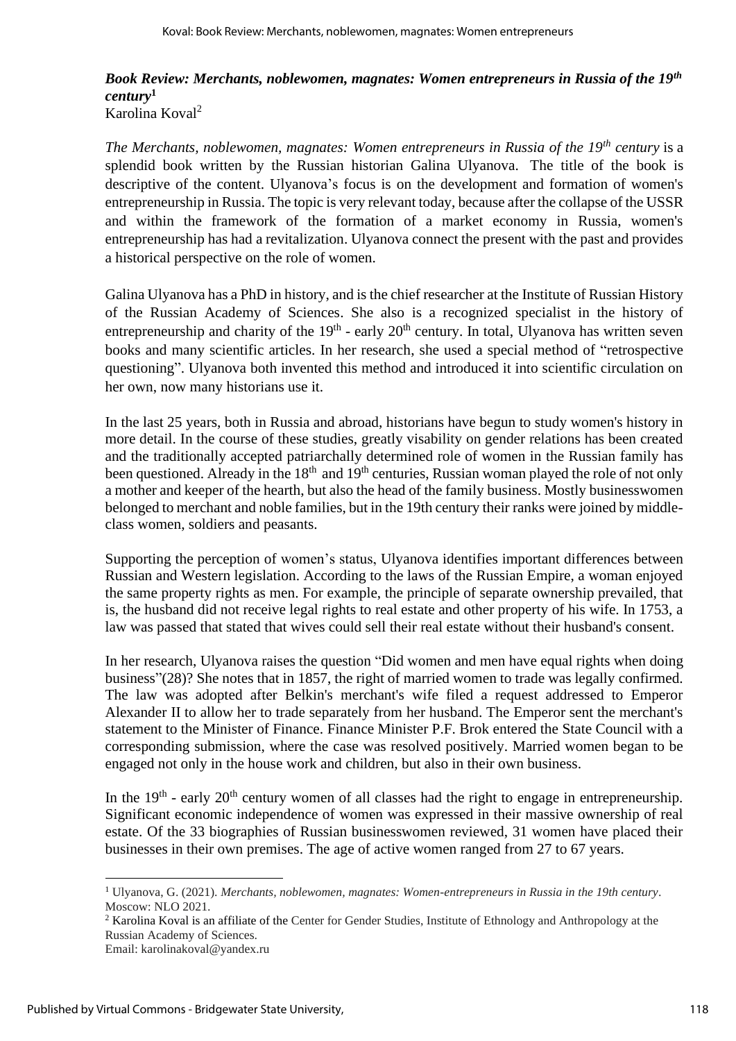***Book Review: Merchants, noblewomen, magnates: Women entrepreneurs in Russia of the 19th century***[1]

Karolina Koval[2]

*The Merchants, noblewomen, magnates: Women entrepreneurs in Russia of the 19th century* is a splendid book written by the Russian historian Galina Ulyanova. The title of the book is descriptive of the content. Ulyanova's focus is on the development and formation of women's entrepreneurship in Russia. The topic is very relevant today, because after the collapse of the USSR and within the framework of the formation of a market economy in Russia, women's entrepreneurship has had a revitalization. Ulyanova connect the present with the past and provides a historical perspective on the role of women.

Galina Ulyanova has a PhD in history, and is the chief researcher at the Institute of Russian History of the Russian Academy of Sciences. She also is a recognized specialist in the history of entrepreneurship and charity of the 19th - early 20th century. In total, Ulyanova has written seven books and many scientific articles. In her research, she used a special method of "retrospective questioning". Ulyanova both invented this method and introduced it into scientific circulation on her own, now many historians use it.

In the last 25 years, both in Russia and abroad, historians have begun to study women's history in more detail. In the course of these studies, greatly visability on gender relations has been created and the traditionally accepted patriarchally determined role of women in the Russian family has been questioned. Already in the 18th and 19th centuries, Russian woman played the role of not only a mother and keeper of the hearth, but also the head of the family business. Mostly businesswomen belonged to merchant and noble families, but in the 19th century their ranks were joined by middle-class women, soldiers and peasants.

Supporting the perception of women's status, Ulyanova identifies important differences between Russian and Western legislation. According to the laws of the Russian Empire, a woman enjoyed the same property rights as men. For example, the principle of separate ownership prevailed, that is, the husband did not receive legal rights to real estate and other property of his wife. In 1753, a law was passed that stated that wives could sell their real estate without their husband's consent.

In her research, Ulyanova raises the question "Did women and men have equal rights when doing business"(28)? She notes that in 1857, the right of married women to trade was legally confirmed. The law was adopted after Belkin's merchant's wife filed a request addressed to Emperor Alexander II to allow her to trade separately from her husband. The Emperor sent the merchant's statement to the Minister of Finance. Finance Minister P.F. Brok entered the State Council with a corresponding submission, where the case was resolved positively. Married women began to be engaged not only in the house work and children, but also in their own business.

In the 19th - early 20th century women of all classes had the right to engage in entrepreneurship. Significant economic independence of women was expressed in their massive ownership of real estate. Of the 33 biographies of Russian businesswomen reviewed, 31 women have placed their businesses in their own premises. The age of active women ranged from 27 to 67 years.

---

[1] Ulyanova, G. (2021). *Merchants, noblewomen, magnates: Women-entrepreneurs in Russia in the 19th century*. Moscow: NLO 2021.

[2] Karolina Koval is an affiliate of the Center for Gender Studies, Institute of Ethnology and Anthropology at the Russian Academy of Sciences.
Email: karolinakoval@yandex.ru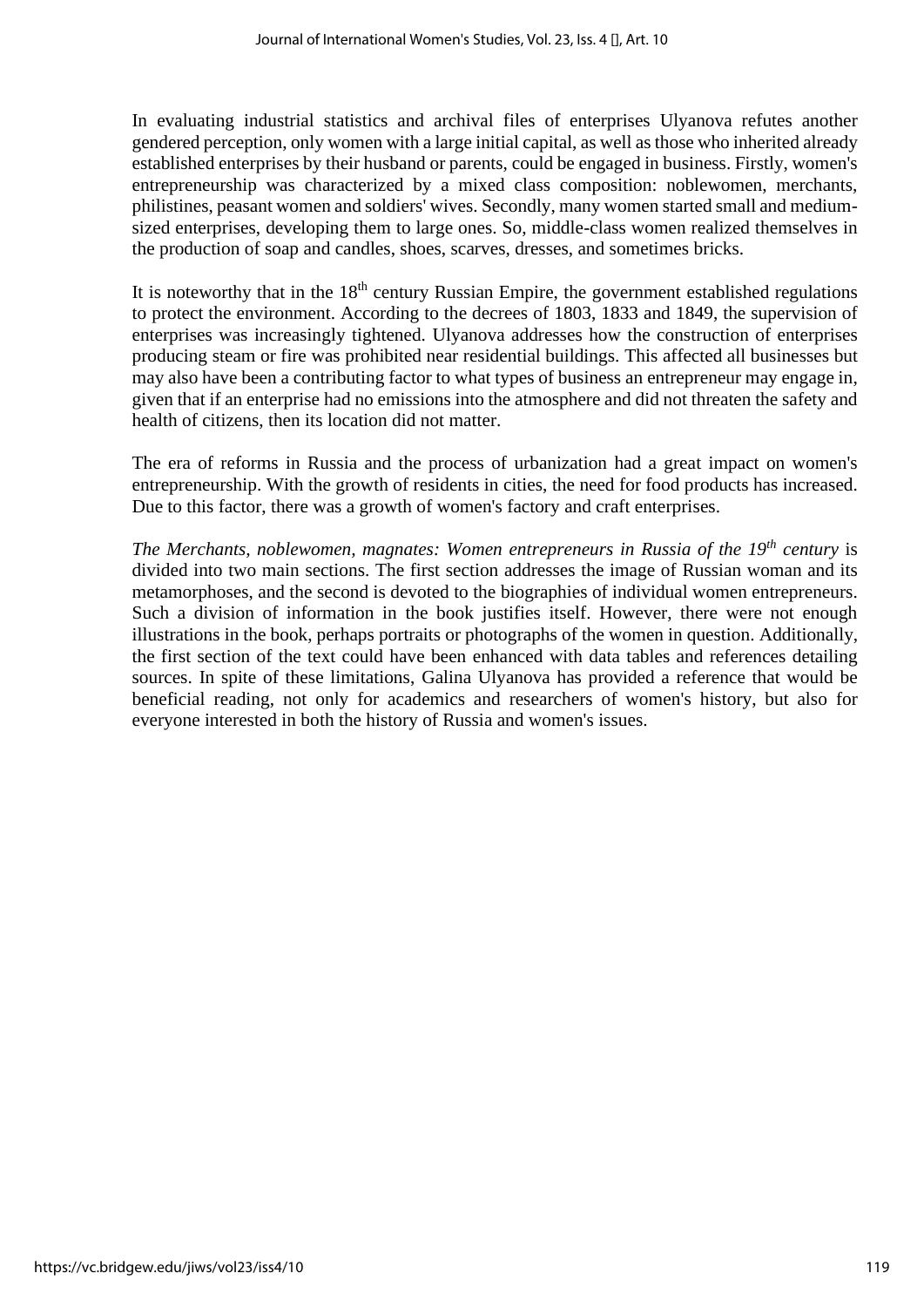In evaluating industrial statistics and archival files of enterprises Ulyanova refutes another gendered perception, only women with a large initial capital, as well as those who inherited already established enterprises by their husband or parents, could be engaged in business. Firstly, women's entrepreneurship was characterized by a mixed class composition: noblewomen, merchants, philistines, peasant women and soldiers' wives. Secondly, many women started small and medium-sized enterprises, developing them to large ones. So, middle-class women realized themselves in the production of soap and candles, shoes, scarves, dresses, and sometimes bricks.

It is noteworthy that in the 18th century Russian Empire, the government established regulations to protect the environment. According to the decrees of 1803, 1833 and 1849, the supervision of enterprises was increasingly tightened. Ulyanova addresses how the construction of enterprises producing steam or fire was prohibited near residential buildings. This affected all businesses but may also have been a contributing factor to what types of business an entrepreneur may engage in, given that if an enterprise had no emissions into the atmosphere and did not threaten the safety and health of citizens, then its location did not matter.

The era of reforms in Russia and the process of urbanization had a great impact on women's entrepreneurship. With the growth of residents in cities, the need for food products has increased. Due to this factor, there was a growth of women's factory and craft enterprises.

*The Merchants, noblewomen, magnates: Women entrepreneurs in Russia of the 19th century* is divided into two main sections. The first section addresses the image of Russian woman and its metamorphoses, and the second is devoted to the biographies of individual women entrepreneurs. Such a division of information in the book justifies itself. However, there were not enough illustrations in the book, perhaps portraits or photographs of the women in question. Additionally, the first section of the text could have been enhanced with data tables and references detailing sources. In spite of these limitations, Galina Ulyanova has provided a reference that would be beneficial reading, not only for academics and researchers of women's history, but also for everyone interested in both the history of Russia and women's issues.